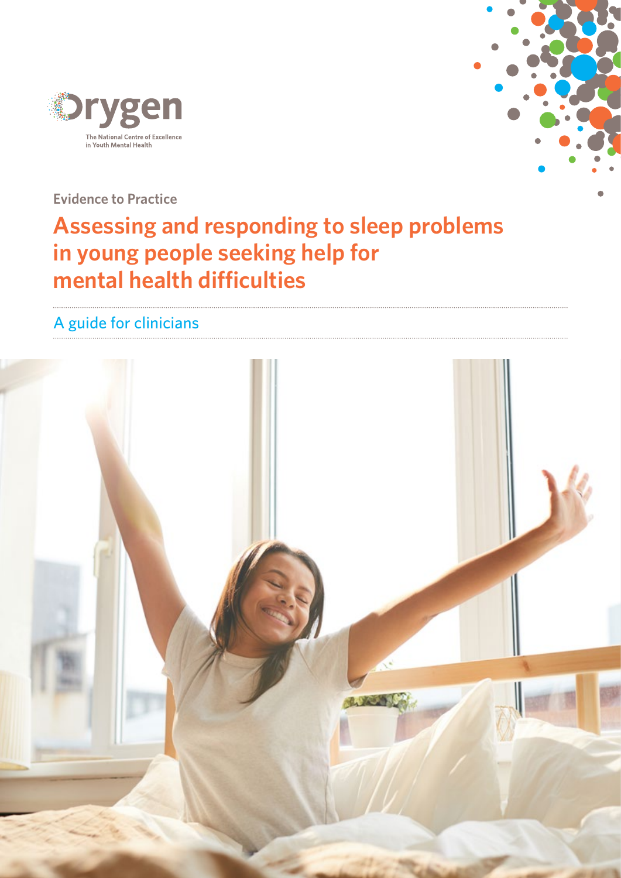Orygen

The National Centre of Excellence in Youth Mental Health

Evidence to Practice

# Assessing and responding to sleep problems in young people seeking help for mental health difficulties

## A guide for clinicians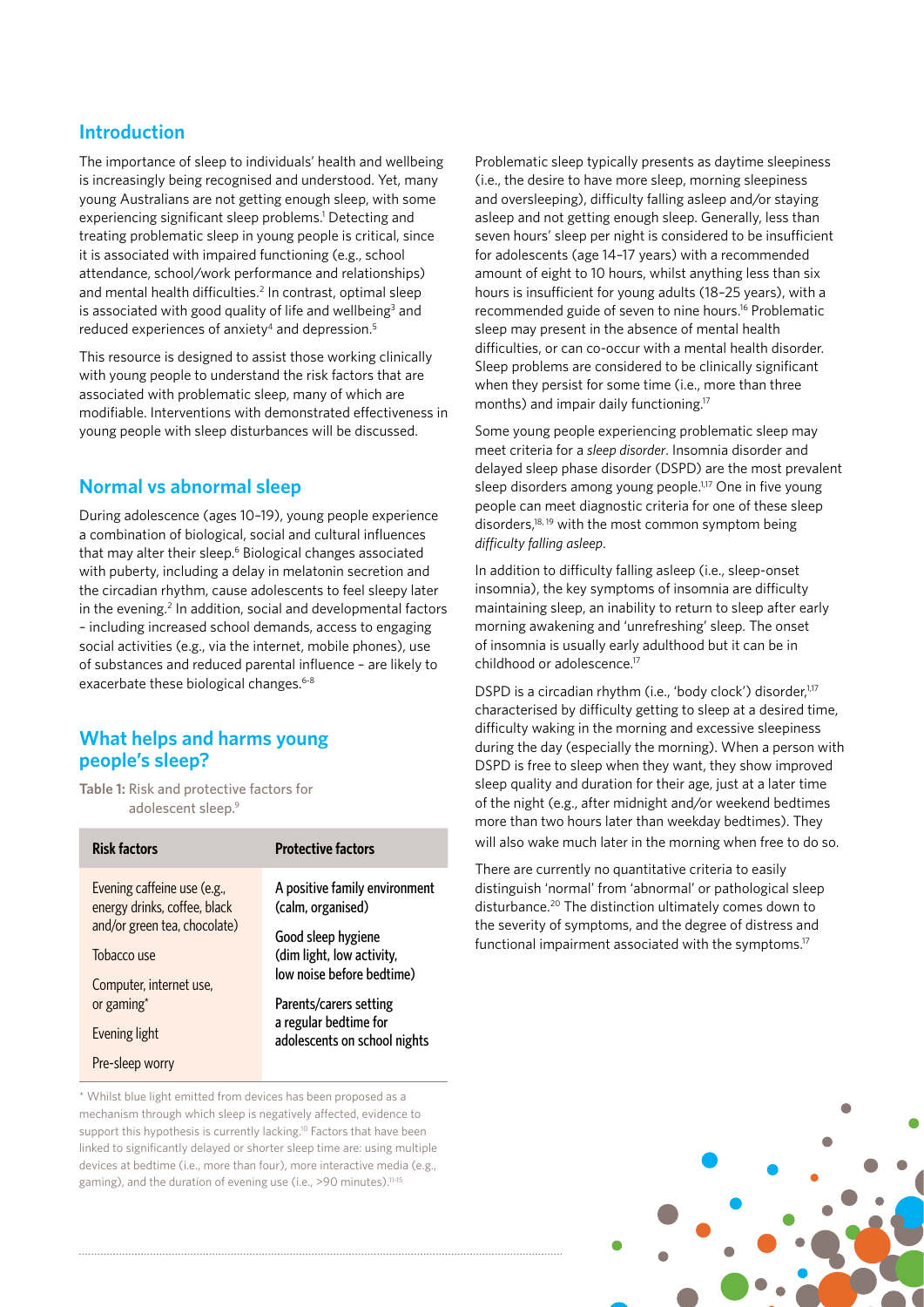## Introduction

The importance of sleep to individuals' health and wellbeing is increasingly being recognised and understood. Yet, many young Australians are not getting enough sleep, with some experiencing significant sleep problems.[1] Detecting and treating problematic sleep in young people is critical, since it is associated with impaired functioning (e.g., school attendance, school/work performance and relationships) and mental health difficulties.[2] In contrast, optimal sleep is associated with good quality of life and wellbeing[3] and reduced experiences of anxiety[4] and depression.[5]

This resource is designed to assist those working clinically with young people to understand the risk factors that are associated with problematic sleep, many of which are modifiable. Interventions with demonstrated effectiveness in young people with sleep disturbances will be discussed.

## Normal vs abnormal sleep

During adolescence (ages 10–19), young people experience a combination of biological, social and cultural influences that may alter their sleep.[6] Biological changes associated with puberty, including a delay in melatonin secretion and the circadian rhythm, cause adolescents to feel sleepy later in the evening.[2] In addition, social and developmental factors – including increased school demands, access to engaging social activities (e.g., via the internet, mobile phones), use of substances and reduced parental influence – are likely to exacerbate these biological changes.[6-8]

## What helps and harms young people's sleep?

**Table 1:** Risk and protective factors for adolescent sleep.[9]

| Risk factors | Protective factors |
|---|---|
| Evening caffeine use (e.g., energy drinks, coffee, black and/or green tea, chocolate) | A positive family environment (calm, organised) |
| Tobacco use | Good sleep hygiene (dim light, low activity, low noise before bedtime) |
| Computer, internet use, or gaming* | Parents/carers setting a regular bedtime for adolescents on school nights |
| Evening light | |
| Pre-sleep worry | |

\* Whilst blue light emitted from devices has been proposed as a mechanism through which sleep is negatively affected, evidence to support this hypothesis is currently lacking.[10] Factors that have been linked to significantly delayed or shorter sleep time are: using multiple devices at bedtime (i.e., more than four), more interactive media (e.g., gaming), and the duration of evening use (i.e., >90 minutes).[11-15]

Problematic sleep typically presents as daytime sleepiness (i.e., the desire to have more sleep, morning sleepiness and oversleeping), difficulty falling asleep and/or staying asleep and not getting enough sleep. Generally, less than seven hours' sleep per night is considered to be insufficient for adolescents (age 14–17 years) with a recommended amount of eight to 10 hours, whilst anything less than six hours is insufficient for young adults (18–25 years), with a recommended guide of seven to nine hours.[16] Problematic sleep may present in the absence of mental health difficulties, or can co-occur with a mental health disorder. Sleep problems are considered to be clinically significant when they persist for some time (i.e., more than three months) and impair daily functioning.[17]

Some young people experiencing problematic sleep may meet criteria for a *sleep disorder*. Insomnia disorder and delayed sleep phase disorder (DSPD) are the most prevalent sleep disorders among young people.[1,17] One in five young people can meet diagnostic criteria for one of these sleep disorders,[18, 19] with the most common symptom being *difficulty falling asleep*.

In addition to difficulty falling asleep (i.e., sleep-onset insomnia), the key symptoms of insomnia are difficulty maintaining sleep, an inability to return to sleep after early morning awakening and 'unrefreshing' sleep. The onset of insomnia is usually early adulthood but it can be in childhood or adolescence.[17]

DSPD is a circadian rhythm (i.e., 'body clock') disorder,[1,17] characterised by difficulty getting to sleep at a desired time, difficulty waking in the morning and excessive sleepiness during the day (especially the morning). When a person with DSPD is free to sleep when they want, they show improved sleep quality and duration for their age, just at a later time of the night (e.g., after midnight and/or weekend bedtimes more than two hours later than weekday bedtimes). They will also wake much later in the morning when free to do so.

There are currently no quantitative criteria to easily distinguish 'normal' from 'abnormal' or pathological sleep disturbance.[20] The distinction ultimately comes down to the severity of symptoms, and the degree of distress and functional impairment associated with the symptoms.[17]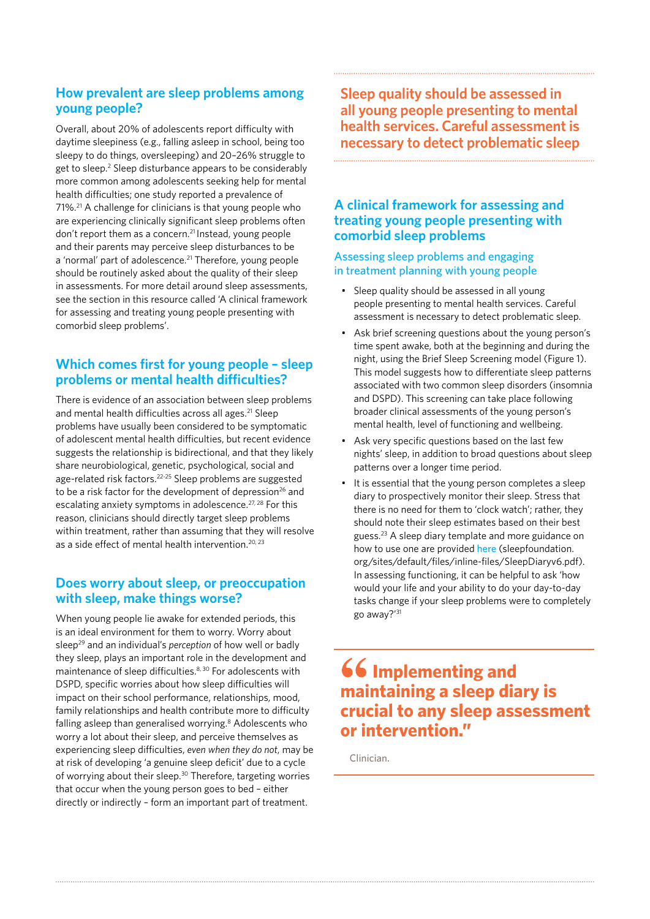## How prevalent are sleep problems among young people?

Overall, about 20% of adolescents report difficulty with daytime sleepiness (e.g., falling asleep in school, being too sleepy to do things, oversleeping) and 20–26% struggle to get to sleep.[2] Sleep disturbance appears to be considerably more common among adolescents seeking help for mental health difficulties; one study reported a prevalence of 71%.[21] A challenge for clinicians is that young people who are experiencing clinically significant sleep problems often don't report them as a concern.[21] Instead, young people and their parents may perceive sleep disturbances to be a 'normal' part of adolescence.[21] Therefore, young people should be routinely asked about the quality of their sleep in assessments. For more detail around sleep assessments, see the section in this resource called 'A clinical framework for assessing and treating young people presenting with comorbid sleep problems'.

## Which comes first for young people – sleep problems or mental health difficulties?

There is evidence of an association between sleep problems and mental health difficulties across all ages.[21] Sleep problems have usually been considered to be symptomatic of adolescent mental health difficulties, but recent evidence suggests the relationship is bidirectional, and that they likely share neurobiological, genetic, psychological, social and age-related risk factors.[22-25] Sleep problems are suggested to be a risk factor for the development of depression[26] and escalating anxiety symptoms in adolescence.[27, 28] For this reason, clinicians should directly target sleep problems within treatment, rather than assuming that they will resolve as a side effect of mental health intervention.[20, 23]

## Does worry about sleep, or preoccupation with sleep, make things worse?

When young people lie awake for extended periods, this is an ideal environment for them to worry. Worry about sleep[29] and an individual's *perception* of how well or badly they sleep, plays an important role in the development and maintenance of sleep difficulties.[8, 30] For adolescents with DSPD, specific worries about how sleep difficulties will impact on their school performance, relationships, mood, family relationships and health contribute more to difficulty falling asleep than generalised worrying.[8] Adolescents who worry a lot about their sleep, and perceive themselves as experiencing sleep difficulties, *even when they do not*, may be at risk of developing 'a genuine sleep deficit' due to a cycle of worrying about their sleep.[30] Therefore, targeting worries that occur when the young person goes to bed – either directly or indirectly – form an important part of treatment.

**Sleep quality should be assessed in all young people presenting to mental health services. Careful assessment is necessary to detect problematic sleep**

## A clinical framework for assessing and treating young people presenting with comorbid sleep problems

### Assessing sleep problems and engaging in treatment planning with young people

- Sleep quality should be assessed in all young people presenting to mental health services. Careful assessment is necessary to detect problematic sleep.
- Ask brief screening questions about the young person's time spent awake, both at the beginning and during the night, using the Brief Sleep Screening model (Figure 1). This model suggests how to differentiate sleep patterns associated with two common sleep disorders (insomnia and DSPD). This screening can take place following broader clinical assessments of the young person's mental health, level of functioning and wellbeing.
- Ask very specific questions based on the last few nights' sleep, in addition to broad questions about sleep patterns over a longer time period.
- It is essential that the young person completes a sleep diary to prospectively monitor their sleep. Stress that there is no need for them to 'clock watch'; rather, they should note their sleep estimates based on their best guess.[23] A sleep diary template and more guidance on how to use one are provided here (sleepfoundation.org/sites/default/files/inline-files/SleepDiaryv6.pdf). In assessing functioning, it can be helpful to ask 'how would your life and your ability to do your day-to-day tasks change if your sleep problems were to completely go away?'[31]

> **"Implementing and maintaining a sleep diary is crucial to any sleep assessment or intervention."**
>
> Clinician.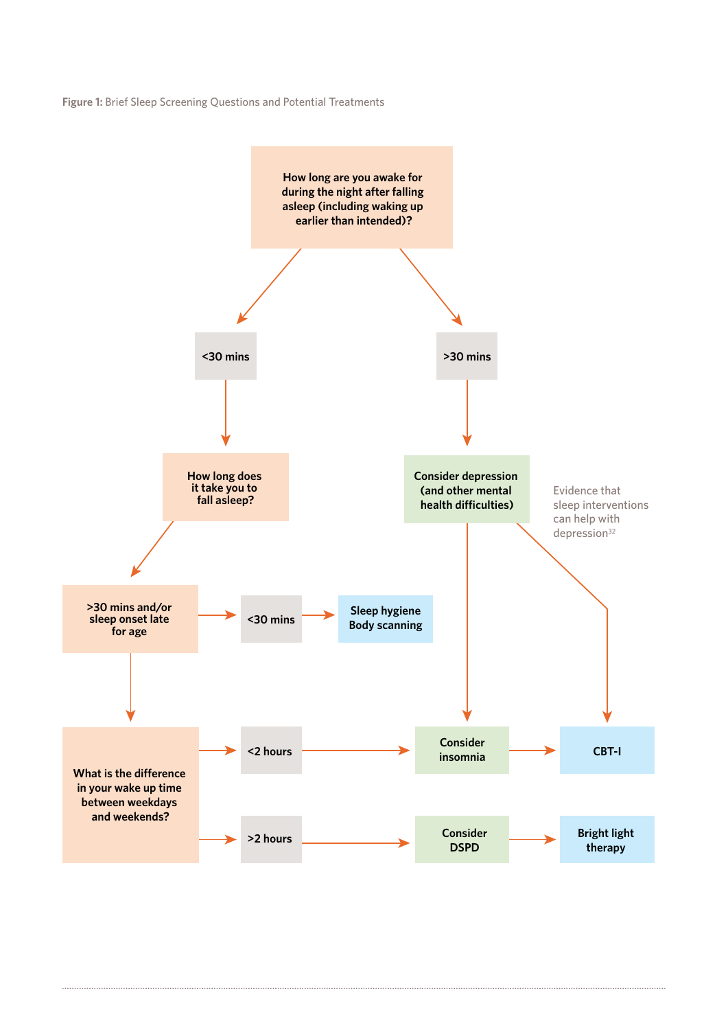**Figure 1:** Brief Sleep Screening Questions and Potential Treatments

How long are you awake for during the night after falling asleep (including waking up earlier than intended)?

- <30 mins → How long does it take you to fall asleep?
  - <30 mins → Sleep hygiene, Body scanning
  - >30 mins and/or sleep onset late for age → What is the difference in your wake up time between weekdays and weekends?
    - <2 hours → Consider insomnia → CBT-I
    - >2 hours → Consider DSPD → Bright light therapy
- >30 mins → Consider depression (and other mental health difficulties)
  - → Consider insomnia → CBT-I
  - → CBT-I (Evidence that sleep interventions can help with depression[32])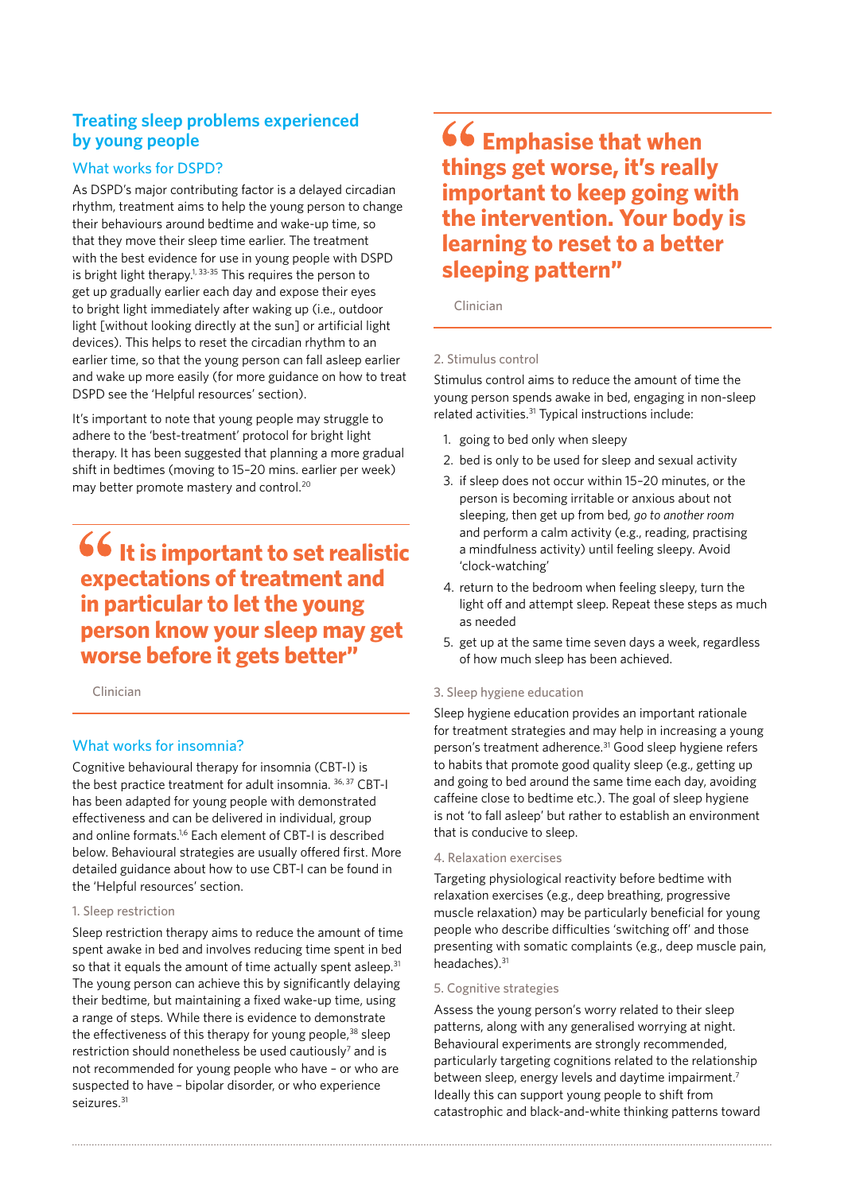## Treating sleep problems experienced by young people

### What works for DSPD?

As DSPD's major contributing factor is a delayed circadian rhythm, treatment aims to help the young person to change their behaviours around bedtime and wake-up time, so that they move their sleep time earlier. The treatment with the best evidence for use in young people with DSPD is bright light therapy.[1, 33-35] This requires the person to get up gradually earlier each day and expose their eyes to bright light immediately after waking up (i.e., outdoor light [without looking directly at the sun] or artificial light devices). This helps to reset the circadian rhythm to an earlier time, so that the young person can fall asleep earlier and wake up more easily (for more guidance on how to treat DSPD see the 'Helpful resources' section).

It's important to note that young people may struggle to adhere to the 'best-treatment' protocol for bright light therapy. It has been suggested that planning a more gradual shift in bedtimes (moving to 15–20 mins. earlier per week) may better promote mastery and control.[20]

> **"It is important to set realistic expectations of treatment and in particular to let the young person know your sleep may get worse before it gets better"**
>
> Clinician

### What works for insomnia?

Cognitive behavioural therapy for insomnia (CBT-I) is the best practice treatment for adult insomnia.[36, 37] CBT-I has been adapted for young people with demonstrated effectiveness and can be delivered in individual, group and online formats.[1,6] Each element of CBT-I is described below. Behavioural strategies are usually offered first. More detailed guidance about how to use CBT-I can be found in the 'Helpful resources' section.

#### 1. Sleep restriction

Sleep restriction therapy aims to reduce the amount of time spent awake in bed and involves reducing time spent in bed so that it equals the amount of time actually spent asleep.[31] The young person can achieve this by significantly delaying their bedtime, but maintaining a fixed wake-up time, using a range of steps. While there is evidence to demonstrate the effectiveness of this therapy for young people,[38] sleep restriction should nonetheless be used cautiously[7] and is not recommended for young people who have – or who are suspected to have – bipolar disorder, or who experience seizures.[31]

> **"Emphasise that when things get worse, it's really important to keep going with the intervention. Your body is learning to reset to a better sleeping pattern"**
>
> Clinician

#### 2. Stimulus control

Stimulus control aims to reduce the amount of time the young person spends awake in bed, engaging in non-sleep related activities.[31] Typical instructions include:

1. going to bed only when sleepy
2. bed is only to be used for sleep and sexual activity
3. if sleep does not occur within 15–20 minutes, or the person is becoming irritable or anxious about not sleeping, then get up from bed, *go to another room* and perform a calm activity (e.g., reading, practising a mindfulness activity) until feeling sleepy. Avoid 'clock-watching'
4. return to the bedroom when feeling sleepy, turn the light off and attempt sleep. Repeat these steps as much as needed
5. get up at the same time seven days a week, regardless of how much sleep has been achieved.

#### 3. Sleep hygiene education

Sleep hygiene education provides an important rationale for treatment strategies and may help in increasing a young person's treatment adherence.[31] Good sleep hygiene refers to habits that promote good quality sleep (e.g., getting up and going to bed around the same time each day, avoiding caffeine close to bedtime etc.). The goal of sleep hygiene is not 'to fall asleep' but rather to establish an environment that is conducive to sleep.

#### 4. Relaxation exercises

Targeting physiological reactivity before bedtime with relaxation exercises (e.g., deep breathing, progressive muscle relaxation) may be particularly beneficial for young people who describe difficulties 'switching off' and those presenting with somatic complaints (e.g., deep muscle pain, headaches).[31]

#### 5. Cognitive strategies

Assess the young person's worry related to their sleep patterns, along with any generalised worrying at night. Behavioural experiments are strongly recommended, particularly targeting cognitions related to the relationship between sleep, energy levels and daytime impairment.[7] Ideally this can support young people to shift from catastrophic and black-and-white thinking patterns toward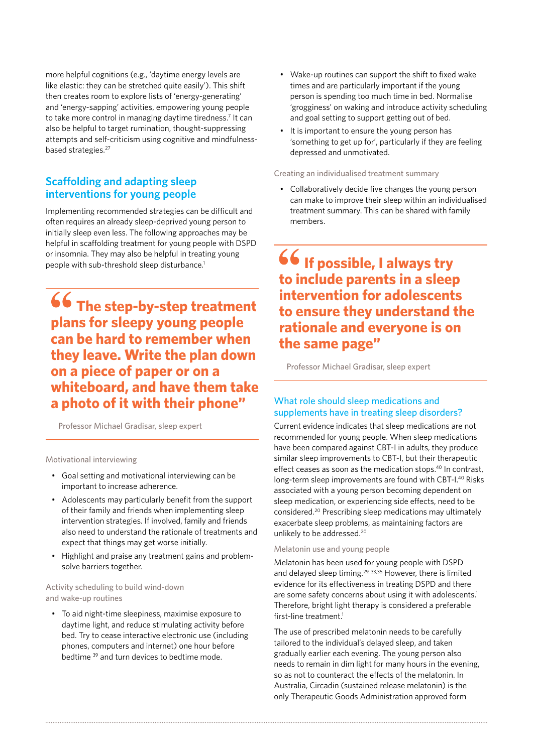more helpful cognitions (e.g., 'daytime energy levels are like elastic: they can be stretched quite easily'). This shift then creates room to explore lists of 'energy-generating' and 'energy-sapping' activities, empowering young people to take more control in managing daytime tiredness.[7] It can also be helpful to target rumination, thought-suppressing attempts and self-criticism using cognitive and mindfulness-based strategies.[27]

## Scaffolding and adapting sleep interventions for young people

Implementing recommended strategies can be difficult and often requires an already sleep-deprived young person to initially sleep even less. The following approaches may be helpful in scaffolding treatment for young people with DSPD or insomnia. They may also be helpful in treating young people with sub-threshold sleep disturbance.[1]

> **"The step-by-step treatment plans for sleepy young people can be hard to remember when they leave. Write the plan down on a piece of paper or on a whiteboard, and have them take a photo of it with their phone"**
>
> Professor Michael Gradisar, sleep expert

#### Motivational interviewing

- Goal setting and motivational interviewing can be important to increase adherence.
- Adolescents may particularly benefit from the support of their family and friends when implementing sleep intervention strategies. If involved, family and friends also need to understand the rationale of treatments and expect that things may get worse initially.
- Highlight and praise any treatment gains and problem-solve barriers together.

#### Activity scheduling to build wind-down and wake-up routines

- To aid night-time sleepiness, maximise exposure to daytime light, and reduce stimulating activity before bed. Try to cease interactive electronic use (including phones, computers and internet) one hour before bedtime [39] and turn devices to bedtime mode.
- Wake-up routines can support the shift to fixed wake times and are particularly important if the young person is spending too much time in bed. Normalise 'grogginess' on waking and introduce activity scheduling and goal setting to support getting out of bed.
- It is important to ensure the young person has 'something to get up for', particularly if they are feeling depressed and unmotivated.

#### Creating an individualised treatment summary

- Collaboratively decide five changes the young person can make to improve their sleep within an individualised treatment summary. This can be shared with family members.

> **"If possible, I always try to include parents in a sleep intervention for adolescents to ensure they understand the rationale and everyone is on the same page"**
>
> Professor Michael Gradisar, sleep expert

### What role should sleep medications and supplements have in treating sleep disorders?

Current evidence indicates that sleep medications are not recommended for young people. When sleep medications have been compared against CBT-I in adults, they produce similar sleep improvements to CBT-I, but their therapeutic effect ceases as soon as the medication stops.[40] In contrast, long-term sleep improvements are found with CBT-I.[40] Risks associated with a young person becoming dependent on sleep medication, or experiencing side effects, need to be considered.[20] Prescribing sleep medications may ultimately exacerbate sleep problems, as maintaining factors are unlikely to be addressed.[20]

#### Melatonin use and young people

Melatonin has been used for young people with DSPD and delayed sleep timing.[29, 33,35] However, there is limited evidence for its effectiveness in treating DSPD and there are some safety concerns about using it with adolescents.[1] Therefore, bright light therapy is considered a preferable first-line treatment.[1]

The use of prescribed melatonin needs to be carefully tailored to the individual's delayed sleep, and taken gradually earlier each evening. The young person also needs to remain in dim light for many hours in the evening, so as not to counteract the effects of the melatonin. In Australia, Circadin (sustained release melatonin) is the only Therapeutic Goods Administration approved form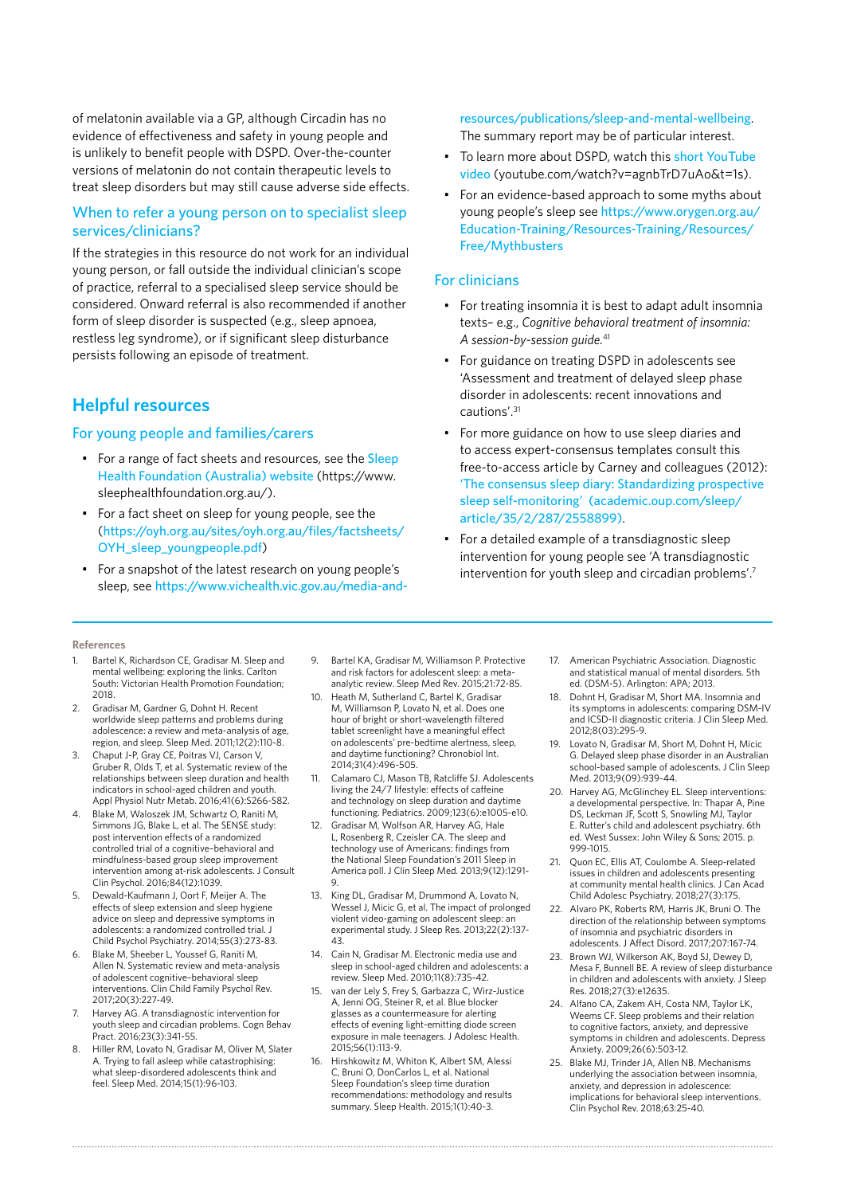of melatonin available via a GP, although Circadin has no evidence of effectiveness and safety in young people and is unlikely to benefit people with DSPD. Over-the-counter versions of melatonin do not contain therapeutic levels to treat sleep disorders but may still cause adverse side effects.

### When to refer a young person on to specialist sleep services/clinicians?

If the strategies in this resource do not work for an individual young person, or fall outside the individual clinician's scope of practice, referral to a specialised sleep service should be considered. Onward referral is also recommended if another form of sleep disorder is suspected (e.g., sleep apnoea, restless leg syndrome), or if significant sleep disturbance persists following an episode of treatment.

## Helpful resources

### For young people and families/carers

- For a range of fact sheets and resources, see the Sleep Health Foundation (Australia) website (https://www.sleephealthfoundation.org.au/).
- For a fact sheet on sleep for young people, see the (https://oyh.org.au/sites/oyh.org.au/files/factsheets/OYH_sleep_youngpeople.pdf)
- For a snapshot of the latest research on young people's sleep, see https://www.vichealth.vic.gov.au/media-and-resources/publications/sleep-and-mental-wellbeing. The summary report may be of particular interest.
- To learn more about DSPD, watch this short YouTube video (youtube.com/watch?v=agnbTrD7uAo&t=1s).
- For an evidence-based approach to some myths about young people's sleep see https://www.orygen.org.au/Education-Training/Resources-Training/Resources/Free/Mythbusters

### For clinicians

- For treating insomnia it is best to adapt adult insomnia texts– e.g., *Cognitive behavioral treatment of insomnia: A session-by-session guide.*[41]
- For guidance on treating DSPD in adolescents see 'Assessment and treatment of delayed sleep phase disorder in adolescents: recent innovations and cautions'.[31]
- For more guidance on how to use sleep diaries and to access expert-consensus templates consult this free-to-access article by Carney and colleagues (2012): 'The consensus sleep diary: Standardizing prospective sleep self-monitoring' (academic.oup.com/sleep/article/35/2/287/2558899).
- For a detailed example of a transdiagnostic sleep intervention for young people see 'A transdiagnostic intervention for youth sleep and circadian problems'.[7]

#### References

1. Bartel K, Richardson CE, Gradisar M. Sleep and mental wellbeing: exploring the links. Carlton South: Victorian Health Promotion Foundation; 2018.
2. Gradisar M, Gardner G, Dohnt H. Recent worldwide sleep patterns and problems during adolescence: a review and meta-analysis of age, region, and sleep. Sleep Med. 2011;12(2):110-8.
3. Chaput J-P, Gray CE, Poitras VJ, Carson V, Gruber R, Olds T, et al. Systematic review of the relationships between sleep duration and health indicators in school-aged children and youth. Appl Physiol Nutr Metab. 2016;41(6):S266-S82.
4. Blake M, Waloszek JM, Schwartz O, Raniti M, Simmons JG, Blake L, et al. The SENSE study: post intervention effects of a randomized controlled trial of a cognitive–behavioral and mindfulness-based group sleep improvement intervention among at-risk adolescents. J Consult Clin Psychol. 2016;84(12):1039.
5. Dewald-Kaufmann J, Oort F, Meijer A. The effects of sleep extension and sleep hygiene advice on sleep and depressive symptoms in adolescents: a randomized controlled trial. J Child Psychol Psychiatry. 2014;55(3):273-83.
6. Blake M, Sheeber L, Youssef G, Raniti M, Allen N. Systematic review and meta-analysis of adolescent cognitive–behavioral sleep interventions. Clin Child Family Psychol Rev. 2017;20(3):227-49.
7. Harvey AG. A transdiagnostic intervention for youth sleep and circadian problems. Cogn Behav Pract. 2016;23(3):341-55.
8. Hiller RM, Lovato N, Gradisar M, Oliver M, Slater A. Trying to fall asleep while catastrophising: what sleep-disordered adolescents think and feel. Sleep Med. 2014;15(1):96-103.
9. Bartel KA, Gradisar M, Williamson P. Protective and risk factors for adolescent sleep: a meta-analytic review. Sleep Med Rev. 2015;21:72-85.
10. Heath M, Sutherland C, Bartel K, Gradisar M, Williamson P, Lovato N, et al. Does one hour of bright or short-wavelength filtered tablet screenlight have a meaningful effect on adolescents' pre-bedtime alertness, sleep, and daytime functioning? Chronobiol Int. 2014;31(4):496-505.
11. Calamaro CJ, Mason TB, Ratcliffe SJ. Adolescents living the 24/7 lifestyle: effects of caffeine and technology on sleep duration and daytime functioning. Pediatrics. 2009;123(6):e1005-e10.
12. Gradisar M, Wolfson AR, Harvey AG, Hale L, Rosenberg R, Czeisler CA. The sleep and technology use of Americans: findings from the National Sleep Foundation's 2011 Sleep in America poll. J Clin Sleep Med. 2013;9(12):1291-9.
13. King DL, Gradisar M, Drummond A, Lovato N, Wessel J, Micic G, et al. The impact of prolonged violent video-gaming on adolescent sleep: an experimental study. J Sleep Res. 2013;22(2):137-43.
14. Cain N, Gradisar M. Electronic media use and sleep in school-aged children and adolescents: a review. Sleep Med. 2010;11(8):735-42.
15. van der Lely S, Frey S, Garbazza C, Wirz-Justice A, Jenni OG, Steiner R, et al. Blue blocker glasses as a countermeasure for alerting effects of evening light-emitting diode screen exposure in male teenagers. J Adolesc Health. 2015;56(1):113-9.
16. Hirshkowitz M, Whiton K, Albert SM, Alessi C, Bruni O, DonCarlos L, et al. National Sleep Foundation's sleep time duration recommendations: methodology and results summary. Sleep Health. 2015;1(1):40-3.
17. American Psychiatric Association. Diagnostic and statistical manual of mental disorders. 5th ed. (DSM-5). Arlington: APA; 2013.
18. Dohnt H, Gradisar M, Short MA. Insomnia and its symptoms in adolescents: comparing DSM-IV and ICSD-II diagnostic criteria. J Clin Sleep Med. 2012;8(03):295-9.
19. Lovato N, Gradisar M, Short M, Dohnt H, Micic G. Delayed sleep phase disorder in an Australian school-based sample of adolescents. J Clin Sleep Med. 2013;9(09):939-44.
20. Harvey AG, McGlinchey EL. Sleep interventions: a developmental perspective. In: Thapar A, Pine DS, Leckman JF, Scott S, Snowling MJ, Taylor E. Rutter's child and adolescent psychiatry. 6th ed. West Sussex: John Wiley & Sons; 2015. p. 999-1015.
21. Quon EC, Ellis AT, Coulombe A. Sleep-related issues in children and adolescents presenting at community mental health clinics. J Can Acad Child Adolesc Psychiatry. 2018;27(3):175.
22. Alvaro PK, Roberts RM, Harris JK, Bruni O. The direction of the relationship between symptoms of insomnia and psychiatric disorders in adolescents. J Affect Disord. 2017;207:167-74.
23. Brown WJ, Wilkerson AK, Boyd SJ, Dewey D, Mesa F, Bunnell BE. A review of sleep disturbance in children and adolescents with anxiety. J Sleep Res. 2018;27(3):e12635.
24. Alfano CA, Zakem AH, Costa NM, Taylor LK, Weems CF. Sleep problems and their relation to cognitive factors, anxiety, and depressive symptoms in children and adolescents. Depress Anxiety. 2009;26(6):503-12.
25. Blake MJ, Trinder JA, Allen NB. Mechanisms underlying the association between insomnia, anxiety, and depression in adolescence: implications for behavioral sleep interventions. Clin Psychol Rev. 2018;63:25-40.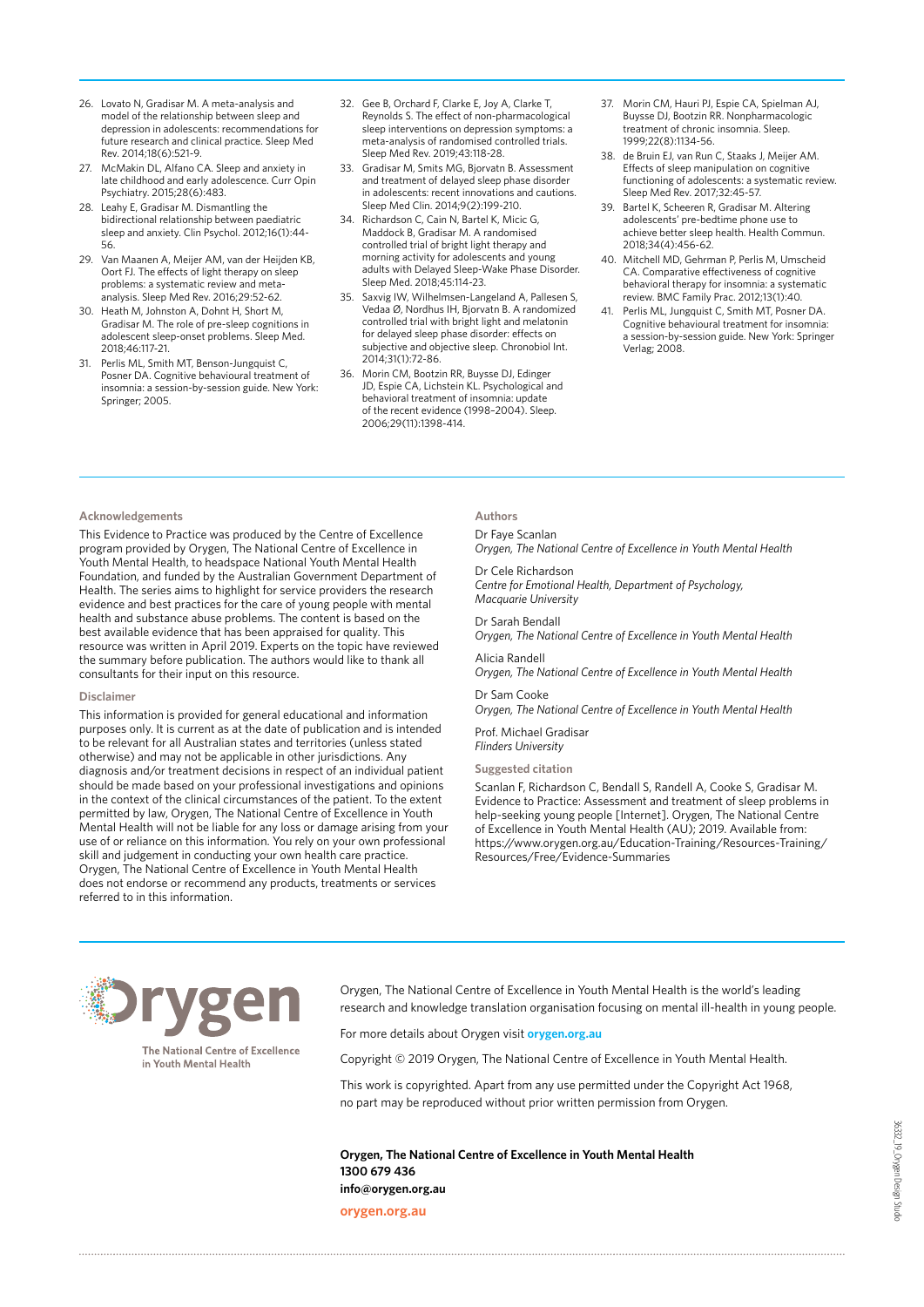26. Lovato N, Gradisar M. A meta-analysis and model of the relationship between sleep and depression in adolescents: recommendations for future research and clinical practice. Sleep Med Rev. 2014;18(6):521-9.
27. McMakin DL, Alfano CA. Sleep and anxiety in late childhood and early adolescence. Curr Opin Psychiatry. 2015;28(6):483.
28. Leahy E, Gradisar M. Dismantling the bidirectional relationship between paediatric sleep and anxiety. Clin Psychol. 2012;16(1):44-56.
29. Van Maanen A, Meijer AM, van der Heijden KB, Oort FJ. The effects of light therapy on sleep problems: a systematic review and meta-analysis. Sleep Med Rev. 2016;29:52-62.
30. Heath M, Johnston A, Dohnt H, Short M, Gradisar M. The role of pre-sleep cognitions in adolescent sleep-onset problems. Sleep Med. 2018;46:117-21.
31. Perlis ML, Smith MT, Benson-Jungquist C, Posner DA. Cognitive behavioural treatment of insomnia: a session-by-session guide. New York: Springer; 2005.
32. Gee B, Orchard F, Clarke E, Joy A, Clarke T, Reynolds S. The effect of non-pharmacological sleep interventions on depression symptoms: a meta-analysis of randomised controlled trials. Sleep Med Rev. 2019;43:118-28.
33. Gradisar M, Smits MG, Bjorvatn B. Assessment and treatment of delayed sleep phase disorder in adolescents: recent innovations and cautions. Sleep Med Clin. 2014;9(2):199-210.
34. Richardson C, Cain N, Bartel K, Micic G, Maddock B, Gradisar M. A randomised controlled trial of bright light therapy and morning activity for adolescents and young adults with Delayed Sleep-Wake Phase Disorder. Sleep Med. 2018;45:114-23.
35. Saxvig IW, Wilhelmsen-Langeland A, Pallesen S, Vedaa Ø, Nordhus IH, Bjorvatn B. A randomized controlled trial with bright light and melatonin for delayed sleep phase disorder: effects on subjective and objective sleep. Chronobiol Int. 2014;31(1):72-86.
36. Morin CM, Bootzin RR, Buysse DJ, Edinger JD, Espie CA, Lichstein KL. Psychological and behavioral treatment of insomnia: update of the recent evidence (1998–2004). Sleep. 2006;29(11):1398-414.
37. Morin CM, Hauri PJ, Espie CA, Spielman AJ, Buysse DJ, Bootzin RR. Nonpharmacologic treatment of chronic insomnia. Sleep. 1999;22(8):1134-56.
38. de Bruin EJ, van Run C, Staaks J, Meijer AM. Effects of sleep manipulation on cognitive functioning of adolescents: a systematic review. Sleep Med Rev. 2017;32:45-57.
39. Bartel K, Scheeren R, Gradisar M. Altering adolescents' pre-bedtime phone use to achieve better sleep health. Health Commun. 2018;34(4):456-62.
40. Mitchell MD, Gehrman P, Perlis M, Umscheid CA. Comparative effectiveness of cognitive behavioral therapy for insomnia: a systematic review. BMC Family Prac. 2012;13(1):40.
41. Perlis ML, Jungquist C, Smith MT, Posner DA. Cognitive behavioural treatment for insomnia: a session-by-session guide. New York: Springer Verlag; 2008.

### Acknowledgements

This Evidence to Practice was produced by the Centre of Excellence program provided by Orygen, The National Centre of Excellence in Youth Mental Health, to headspace National Youth Mental Health Foundation, and funded by the Australian Government Department of Health. The series aims to highlight for service providers the research evidence and best practices for the care of young people with mental health and substance abuse problems. The content is based on the best available evidence that has been appraised for quality. This resource was written in April 2019. Experts on the topic have reviewed the summary before publication. The authors would like to thank all consultants for their input on this resource.

### Disclaimer

This information is provided for general educational and information purposes only. It is current as at the date of publication and is intended to be relevant for all Australian states and territories (unless stated otherwise) and may not be applicable in other jurisdictions. Any diagnosis and/or treatment decisions in respect of an individual patient should be made based on your professional investigations and opinions in the context of the clinical circumstances of the patient. To the extent permitted by law, Orygen, The National Centre of Excellence in Youth Mental Health will not be liable for any loss or damage arising from your use of or reliance on this information. You rely on your own professional skill and judgement in conducting your own health care practice. Orygen, The National Centre of Excellence in Youth Mental Health does not endorse or recommend any products, treatments or services referred to in this information.

### Authors

Dr Faye Scanlan
*Orygen, The National Centre of Excellence in Youth Mental Health*

Dr Cele Richardson
*Centre for Emotional Health, Department of Psychology, Macquarie University*

Dr Sarah Bendall
*Orygen, The National Centre of Excellence in Youth Mental Health*

Alicia Randell
*Orygen, The National Centre of Excellence in Youth Mental Health*

Dr Sam Cooke
*Orygen, The National Centre of Excellence in Youth Mental Health*

Prof. Michael Gradisar
*Flinders University*

### Suggested citation

Scanlan F, Richardson C, Bendall S, Randell A, Cooke S, Gradisar M. Evidence to Practice: Assessment and treatment of sleep problems in help-seeking young people [Internet]. Orygen, The National Centre of Excellence in Youth Mental Health (AU); 2019. Available from: https://www.orygen.org.au/Education-Training/Resources-Training/Resources/Free/Evidence-Summaries

Orygen
The National Centre of Excellence in Youth Mental Health

Orygen, The National Centre of Excellence in Youth Mental Health is the world's leading research and knowledge translation organisation focusing on mental ill-health in young people.

For more details about Orygen visit **orygen.org.au**

Copyright © 2019 Orygen, The National Centre of Excellence in Youth Mental Health.

This work is copyrighted. Apart from any use permitted under the Copyright Act 1968, no part may be reproduced without prior written permission from Orygen.

**Orygen, The National Centre of Excellence in Youth Mental Health**
**1300 679 436**
**info@orygen.org.au**

**orygen.org.au**

36332_19_OrygenDesign Studio